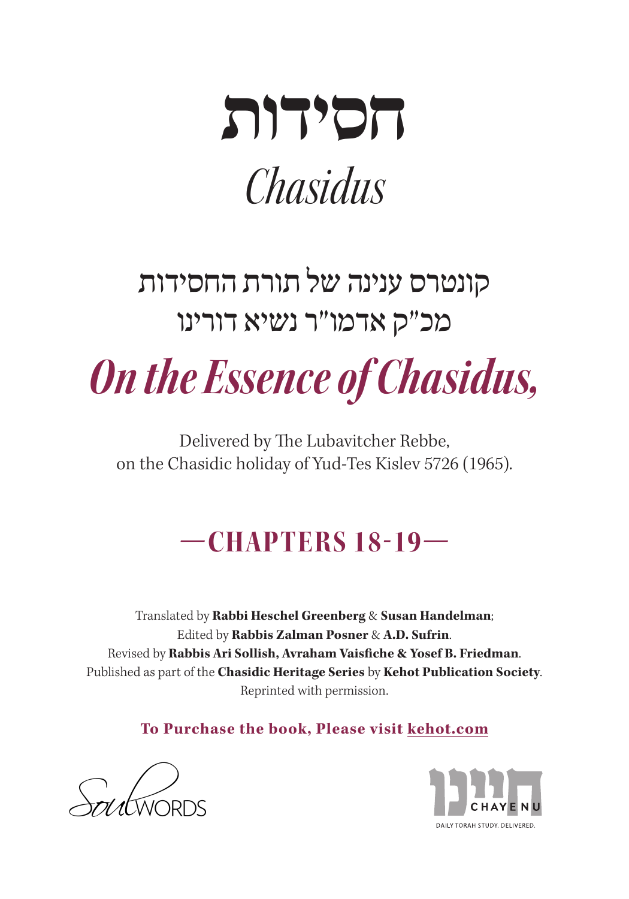# חסידות

# *Chasidus*

## קונטרס ענינה של תורת החסידות
## מכ"ק אדמו"ר נשיא דורינו

# *On the Essence of Chasidus,*

Delivered by The Lubavitcher Rebbe,
on the Chasidic holiday of Yud-Tes Kislev 5726 (1965).

## —CHAPTERS 18-19—

Translated by **Rabbi Heschel Greenberg** & **Susan Handelman**;
Edited by **Rabbis Zalman Posner** & **A.D. Sufrin**.
Revised by **Rabbis Ari Sollish, Avraham Vaisfiche & Yosef B. Friedman**.
Published as part of the **Chasidic Heritage Series** by **Kehot Publication Society**.
Reprinted with permission.

**To Purchase the book, Please visit kehot.com**

SoulWORDS

חיינו CHAYENU
DAILY TORAH STUDY. DELIVERED.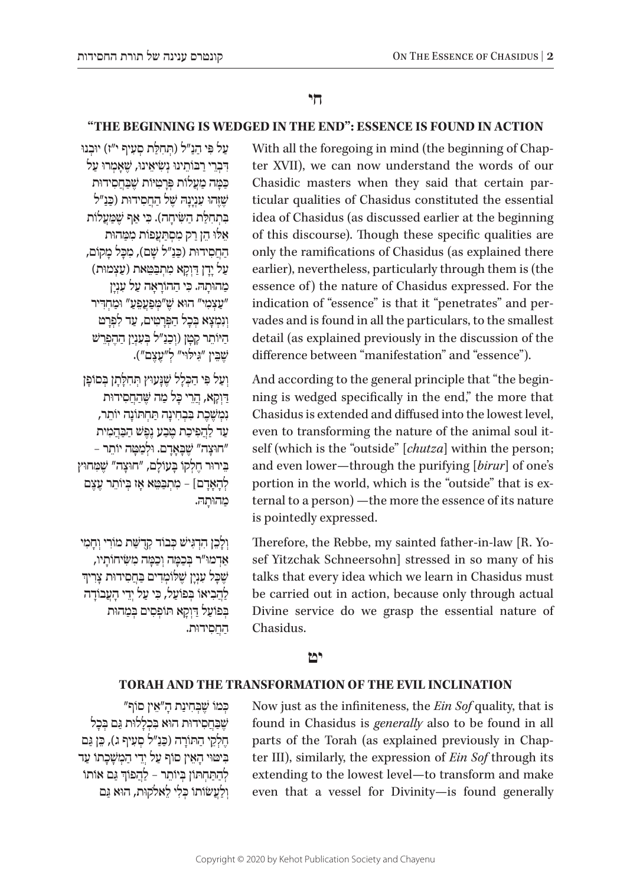## חי

### "THE BEGINNING IS WEDGED IN THE END": ESSENCE IS FOUND IN ACTION

With all the foregoing in mind (the beginning of Chapter XVII), we can now understand the words of our Chasidic masters when they said that certain particular qualities of Chasidus constituted the essential idea of Chasidus (as discussed earlier at the beginning of this discourse). Though these specific qualities are only the ramifications of Chasidus (as explained there earlier), nevertheless, particularly through them is (the essence of) the nature of Chasidus expressed. For the indication of "essence" is that it "penetrates" and pervades and is found in all the particulars, to the smallest detail (as explained previously in the discussion of the difference between "manifestation" and "essence").

עַל פִּי הַנַּ"ל (תְּחִלַּת סְעִיף י"ז) יוּבְנוּ דִּבְרֵי רַבּוֹתֵינוּ נְשִׂיאֵינוּ, שֶׁאָמְרוּ עַל כַּמָּה מַעֲלוֹת פְּרָטִיּוֹת שֶׁבַּחֲסִידוּת שֶׁזֶּהוּ עִנְיָנָהּ שֶׁל הַחֲסִידוּת (כַּנַּ"ל בִּתְחִלַּת הַשִּׂיחָה). כִּי אַף שֶׁמַּעֲלוֹת אֵלּוּ הֵן רַק מִסְתַּעֲפוֹת מִמַּהוּת הַחֲסִידוּת (כַּנַּ"ל שָׁם), מִכָּל מָקוֹם, עַל יָדָן דַּוְקָא מִתְבַּטֵּאת (עַצְמוּת) מַהוּתָהּ. כִּי הַהוֹרָאָה עַל עִנְיַן "עַצְמִי" הוּא שֶׁ"מְּפַעְפֵּעַ" וּמַחְדִּיר וְנִמְצָא בְּכָל הַפְּרָטִים, עַד לִפְרָט הַיּוֹתֵר קָטָן (וְכַנַּ"ל בְּעִנְיַן הַהֶפְרֵשׁ שֶׁבֵּין "גִּילּוּי" לְ"עֶצֶם").

And according to the general principle that "the beginning is wedged specifically in the end," the more that Chasidus is extended and diffused into the lowest level, even to transforming the nature of the animal soul itself (which is the "outside" [*chutza*] within the person; and even lower—through the purifying [*birur*] of one's portion in the world, which is the "outside" that is external to a person) —the more the essence of its nature is pointedly expressed.

וְעַל פִּי הַכְּלָל שֶׁנָּעוּץ תְּחִלָּתָן בְּסוֹפָן דַּוְקָא, הֲרֵי כָּל מַה שֶּׁהַחֲסִידוּת נִמְשֶׁכֶת בִּבְחִינָה תַּחְתּוֹנָה יוֹתֵר, עַד לַהֲפִיכַת טֶבַע נֶפֶשׁ הַבַּהֲמִית "חוּצָה" שֶׁבָּאָדָם. וּלְמַטָּה יוֹתֵר – בֵּירוּר חֶלְקוֹ בָּעוֹלָם, "חוּצָה" שֶׁמִּחוּץ לְהָאָדָם] – מִתְבַּטֵּא אָז בְּיוֹתֵר עֶצֶם מַהוּתָהּ.

Therefore, the Rebbe, my sainted father-in-law [R. Yosef Yitzchak Schneersohn] stressed in so many of his talks that every idea which we learn in Chasidus must be carried out in action, because only through actual Divine service do we grasp the essential nature of Chasidus.

וְלָכֵן הִדְגִּישׁ כְּבוֹד קְדֻשַּׁת מוֹרִי וְחָמִי אַדְמוּ"ר בְּכַמָּה וְכַמָּה מִשִּׂיחוֹתָיו, שֶׁכָּל עִנְיָן שֶׁלּוֹמְדִים בַּחֲסִידוּת צָרִיךְ לַהֲבִיאוֹ בְּפוֹעַל, כִּי עַל יְדֵי הָעֲבוֹדָה בְּפוֹעַל דַּוְקָא תּוֹפְסִים בְּמַהוּת הַחֲסִידוּת.

## יט

### TORAH AND THE TRANSFORMATION OF THE EVIL INCLINATION

Now just as the infiniteness, the *Ein Sof* quality, that is found in Chasidus is *generally* also to be found in all parts of the Torah (as explained previously in Chapter III), similarly, the expression of *Ein Sof* through its extending to the lowest level—to transform and make even that a vessel for Divinity—is found generally

כְּמוֹ שֶׁבְּחִינַת הָ"אֵין סוֹף" שֶׁבַּחֲסִידוּת הוּא בִּכְלָלוּת גַּם בְּכָל חֶלְקֵי הַתּוֹרָה (כַּנַּ"ל סְעִיף ג), כֵּן גַּם בִּיטּוּי הָאֵין סוֹף עַל יְדֵי הַמְשָׁכָתוֹ עַד לְהַתַּחְתּוֹן בְּיוֹתֵר – לַהֲפוֹךְ גַּם אוֹתוֹ וְלַעֲשׂוֹתוֹ כְּלִי לֶאֱלֹקוּת, הוּא גַּם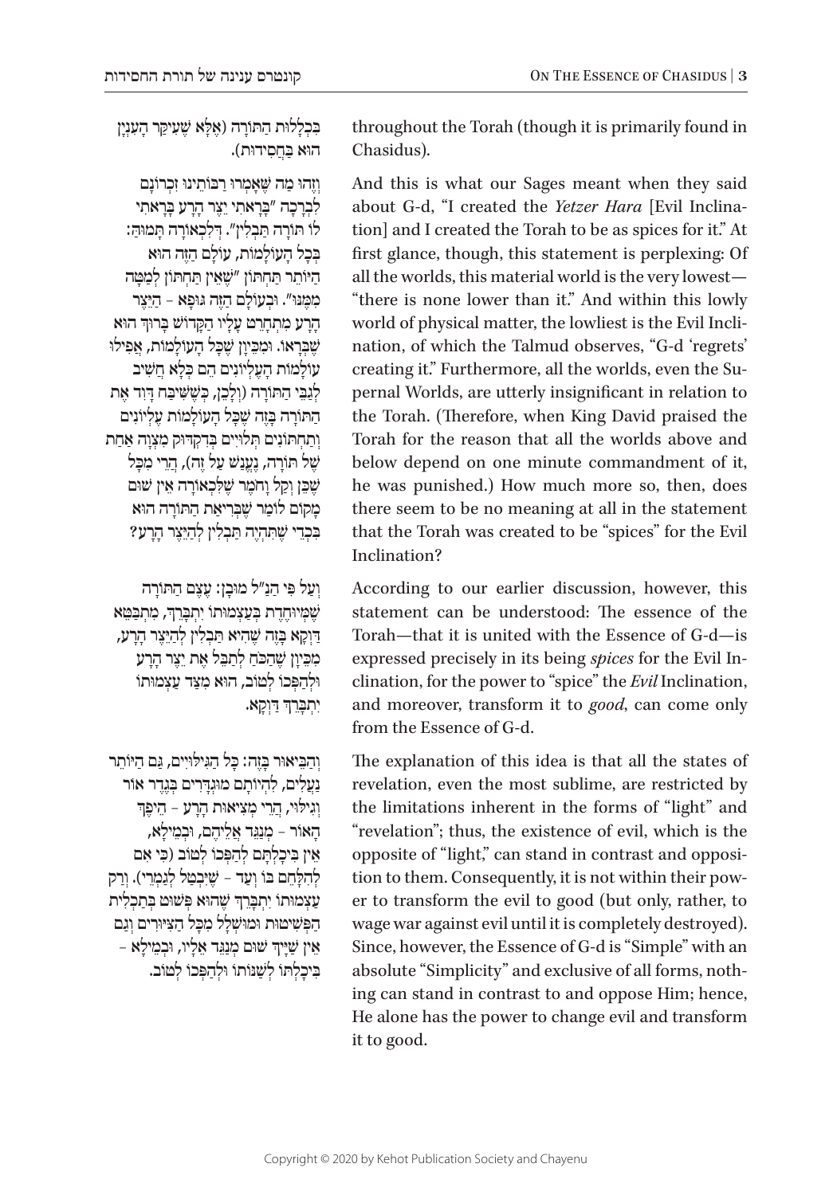בִּכְלָלוּת הַתּוֹרָה (אֶלָּא שֶׁעִיקַּר הָעִנְיָן הוּא בַּחֲסִידוּת).

throughout the Torah (though it is primarily found in Chasidus).

וְזֶהוּ מַה שֶּׁאָמְרוּ רַבּוֹתֵינוּ זִכְרוֹנָם לִבְרָכָה "בָּרָאתִי יֵצֶר הָרָע בָּרָאתִי לוֹ תּוֹרָה תַּבְלִין". דְּלִכְאוֹרָה תָּמוּהַּ: בְּכָל הָעוֹלָמוֹת, עוֹלָם הַזֶּה הוּא הַיּוֹתֵר תַּחְתּוֹן "שֶׁאֵין תַּחְתּוֹן לְמַטָּה מִמֶּנּוּ". וּבְעוֹלָם הַזֶּה גּוּפָא – הַיֵּצֶר הָרָע מִתְחָרֵט עָלָיו הַקָּדוֹשׁ בָּרוּךְ הוּא שֶׁבְּרָאוֹ. וּמִכֵּיוָן שֶׁכָּל הָעוֹלָמוֹת, אֲפִילוּ עוֹלָמוֹת הָעֶלְיוֹנִים הֵם כְּלָא חֲשִׁיב לְגַבֵּי הַתּוֹרָה (וְלָכֵן, כְּשֶׁשִּׁיבַּח דָּוִד אֶת הַתּוֹרָה בָּזֶה שֶׁכָּל הָעוֹלָמוֹת עֶלְיוֹנִים וְתַחְתּוֹנִים תְּלוּיִים בְּדִקְדּוּק מִצְוָה אַחַת שֶׁל תּוֹרָה, נֶעֱנַשׁ עַל זֶה), הֲרֵי מִכָּל שֶׁכֵּן וְקַל וָחֹמֶר שֶׁלִּכְאוֹרָה אֵין שׁוּם מָקוֹם לוֹמַר שֶׁבְּרִיאַת הַתּוֹרָה הוּא בִּכְדֵי שֶׁתִּהְיֶה תַּבְלִין לְהַיֵּצֶר הָרָע?

And this is what our Sages meant when they said about G-d, "I created the *Yetzer Hara* [Evil Inclination] and I created the Torah to be as spices for it." At first glance, though, this statement is perplexing: Of all the worlds, this material world is the very lowest—"there is none lower than it." And within this lowly world of physical matter, the lowliest is the Evil Inclination, of which the Talmud observes, "G-d 'regrets' creating it." Furthermore, all the worlds, even the Supernal Worlds, are utterly insignificant in relation to the Torah. (Therefore, when King David praised the Torah for the reason that all the worlds above and below depend on one minute commandment of it, he was punished.) How much more so, then, does there seem to be no meaning at all in the statement that the Torah was created to be "spices" for the Evil Inclination?

וְעַל פִּי הַנַּ"ל מוּבָן: עֶצֶם הַתּוֹרָה שֶׁמְּיוּחֶדֶת בְּעַצְמוּתוֹ יִתְבָּרֵךְ, מִתְבַּטֵּא דַּוְקָא בָּזֶה שֶׁהִיא תַּבְלִין לְהַיֵּצֶר הָרָע, מִכֵּיוָן שֶׁהַכֹּחַ לְתַבֵּל אֶת יֵצֶר הָרָע וּלְהַפְכוֹ לְטוֹב, הוּא מִצַּד עַצְמוּתוֹ יִתְבָּרֵךְ דַּוְקָא.

According to our earlier discussion, however, this statement can be understood: The essence of the Torah—that it is united with the Essence of G-d—is expressed precisely in its being *spices* for the Evil Inclination, for the power to "spice" the *Evil* Inclination, and moreover, transform it to *good*, can come only from the Essence of G-d.

וְהַבֵּיאוּר בָּזֶה: כָּל הַגִּילּוּיִים, גַּם הַיּוֹתֵר נַעֲלִים, לִהְיוֹתָם מוּגְדָּרִים בְּגֶדֶר אוֹר וְגִילּוּי, הֲרֵי מְצִיאוּת הָרָע – הֵיפֶךְ הָאוֹר – מְנַגֵּד אֲלֵיהֶם, וּבְמֵילָא, אֵין בִּיכָלְתָּם לְהַפְכוֹ לְטוֹב (כִּי אִם לְהִלָּחֵם בּוֹ וְעַד – שֶׁיִּבָּטֵל לְגַמְרֵי). וְרַק עַצְמוּתוֹ יִתְבָּרֵךְ שֶׁהוּא פָּשׁוּט בְּתַכְלִית הַפְּשִׁיטוּת וּמוּשְׁלָל מִכָּל הַצִּיּוּרִים וְגַם אֵין שַׁיָּיךְ שׁוּם מְנַגֵּד אֵלָיו, וּבְמֵילָא – בִּיכָלְתּוֹ לְשַׁנּוֹתוֹ וּלְהַפְכוֹ לְטוֹב.

The explanation of this idea is that all the states of revelation, even the most sublime, are restricted by the limitations inherent in the forms of "light" and "revelation"; thus, the existence of evil, which is the opposite of "light," can stand in contrast and opposition to them. Consequently, it is not within their power to transform the evil to good (but only, rather, to wage war against evil until it is completely destroyed). Since, however, the Essence of G-d is "Simple" with an absolute "Simplicity" and exclusive of all forms, nothing can stand in contrast to and oppose Him; hence, He alone has the power to change evil and transform it to good.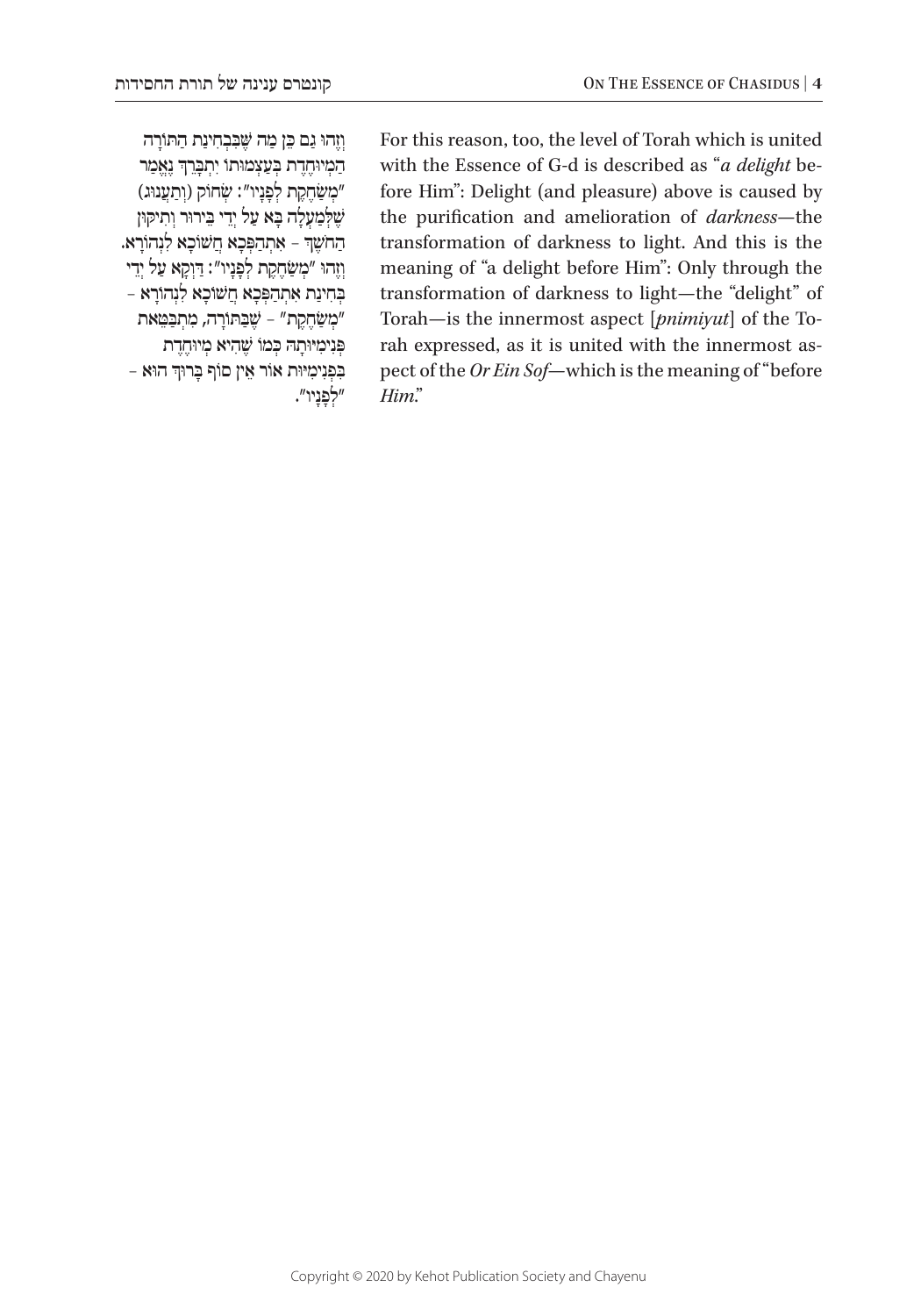For this reason, too, the level of Torah which is united with the Essence of G-d is described as "*a delight* before Him": Delight (and pleasure) above is caused by the purification and amelioration of *darkness*—the transformation of darkness to light. And this is the meaning of "a delight before Him": Only through the transformation of darkness to light—the "delight" of Torah—is the innermost aspect [*pnimiyut*] of the Torah expressed, as it is united with the innermost aspect of the *Or Ein Sof*—which is the meaning of "before *Him*."

וְזֶהוּ גַּם כֵּן מַה שֶּׁבִּבְחִינַת הַתּוֹרָה הַמְיוּחֶדֶת בְּעַצְמוּתוֹ יִתְבָּרֵךְ נֶאֱמַר "מְשַׂחֶקֶת לְפָנָיו": שְׂחוֹק (וְתַעֲנוּג) שֶׁלְּמַעְלָה בָּא עַל יְדֵי בֵּירוּר וְתִיקּוּן הַחֹשֶׁךְ – **אִתְהַפְּכָא חֲשׁוֹכָא לִנְהוֹרָא.** וְזֶהוּ "מְשַׂחֶקֶת לְפָנָיו": דַּוְקָא עַל יְדֵי בְּחִינַת **אִתְהַפְּכָא חֲשׁוֹכָא לִנְהוֹרָא** – "מְשַׂחֶקֶת" – שֶׁבַּתּוֹרָה, מִתְבַּטֵּאת פְּנִימִיּוּתָהּ כְּמוֹ שֶׁהִיא מְיוּחֶדֶת בִּפְנִימִיּוּת אוֹר אֵין סוֹף בָּרוּךְ הוּא – "לְפָנָיו".